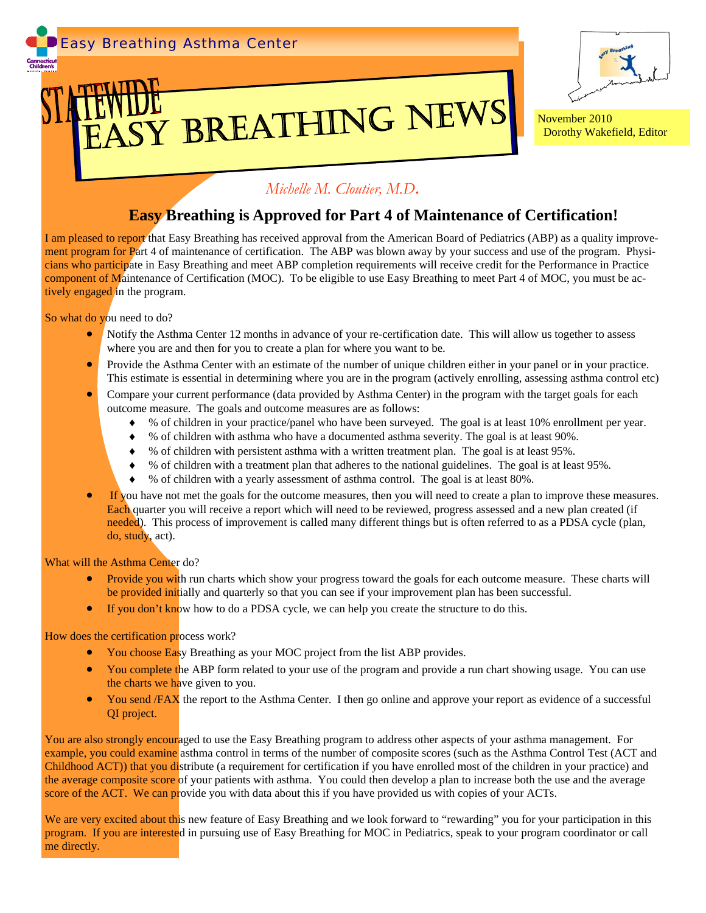Easy Breathing Asthma Center

# STATEWIDE EASY BREATHING NEWS

November 2010
Dorothy Wakefield, Editor

*Michelle M. Cloutier, M.D.*

## Easy Breathing is Approved for Part 4 of Maintenance of Certification!

I am pleased to report that Easy Breathing has received approval from the American Board of Pediatrics (ABP) as a quality improvement program for Part 4 of maintenance of certification. The ABP was blown away by your success and use of the program. Physicians who participate in Easy Breathing and meet ABP completion requirements will receive credit for the Performance in Practice component of Maintenance of Certification (MOC). To be eligible to use Easy Breathing to meet Part 4 of MOC, you must be actively engaged in the program.

So what do you need to do?

- Notify the Asthma Center 12 months in advance of your re-certification date. This will allow us together to assess where you are and then for you to create a plan for where you want to be.
- Provide the Asthma Center with an estimate of the number of unique children either in your panel or in your practice. This estimate is essential in determining where you are in the program (actively enrolling, assessing asthma control etc)
- Compare your current performance (data provided by Asthma Center) in the program with the target goals for each outcome measure. The goals and outcome measures are as follows:
  - % of children in your practice/panel who have been surveyed. The goal is at least 10% enrollment per year.
  - % of children with asthma who have a documented asthma severity. The goal is at least 90%.
  - % of children with persistent asthma with a written treatment plan. The goal is at least 95%.
  - % of children with a treatment plan that adheres to the national guidelines. The goal is at least 95%.
  - % of children with a yearly assessment of asthma control. The goal is at least 80%.
- If you have not met the goals for the outcome measures, then you will need to create a plan to improve these measures. Each quarter you will receive a report which will need to be reviewed, progress assessed and a new plan created (if needed). This process of improvement is called many different things but is often referred to as a PDSA cycle (plan, do, study, act).

What will the Asthma Center do?

- Provide you with run charts which show your progress toward the goals for each outcome measure. These charts will be provided initially and quarterly so that you can see if your improvement plan has been successful.
- If you don't know how to do a PDSA cycle, we can help you create the structure to do this.

How does the certification process work?

- You choose Easy Breathing as your MOC project from the list ABP provides.
- You complete the ABP form related to your use of the program and provide a run chart showing usage. You can use the charts we have given to you.
- You send /FAX the report to the Asthma Center. I then go online and approve your report as evidence of a successful QI project.

You are also strongly encouraged to use the Easy Breathing program to address other aspects of your asthma management. For example, you could examine asthma control in terms of the number of composite scores (such as the Asthma Control Test (ACT and Childhood ACT)) that you distribute (a requirement for certification if you have enrolled most of the children in your practice) and the average composite score of your patients with asthma. You could then develop a plan to increase both the use and the average score of the ACT. We can provide you with data about this if you have provided us with copies of your ACTs.

We are very excited about this new feature of Easy Breathing and we look forward to "rewarding" you for your participation in this program. If you are interested in pursuing use of Easy Breathing for MOC in Pediatrics, speak to your program coordinator or call me directly.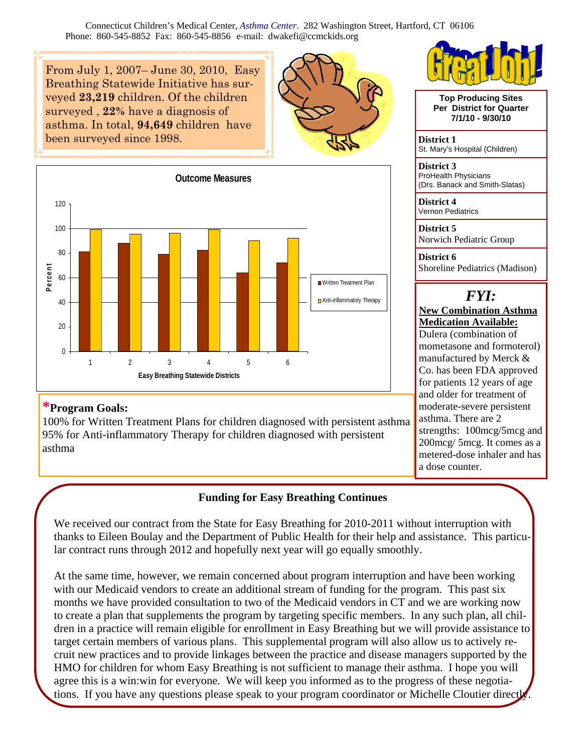Connecticut Children's Medical Center, *Asthma Center*. 282 Washington Street, Hartford, CT 06106
Phone: 860-545-8852 Fax: 860-545-8856 e-mail: dwakefi@ccmckids.org

From July 1, 2007– June 30, 2010, Easy Breathing Statewide Initiative has surveyed **23,219** children. Of the children surveyed , **22%** have a diagnosis of asthma. In total, **94,649** children have been surveyed since 1998.

**Outcome Measures**

Percent

120
100
80
60
40
20
0

1 2 3 4 5 6

Easy Breathing Statewide Districts

Written Treatment Plan
Anti-inflammatory Therapy

***Program Goals:**

100% for Written Treatment Plans for children diagnosed with persistent asthma
95% for Anti-inflammatory Therapy for children diagnosed with persistent asthma

## Great Job!

**Top Producing Sites Per District for Quarter 7/1/10 - 9/30/10**

**District 1**
St. Mary's Hospital (Children)

**District 3**
ProHealth Physicians
(Drs. Banack and Smith-Slatas)

**District 4**
Vernon Pediatrics

**District 5**
Norwich Pediatric Group

**District 6**
Shoreline Pediatrics (Madison)

## *FYI:*

**New Combination Asthma Medication Available:**

Dulera (combination of mometasone and formoterol) manufactured by Merck & Co. has been FDA approved for patients 12 years of age and older for treatment of moderate-severe persistent asthma. There are 2 strengths: 100mcg/5mcg and 200mcg/ 5mcg. It comes as a metered-dose inhaler and has a dose counter.

## Funding for Easy Breathing Continues

We received our contract from the State for Easy Breathing for 2010-2011 without interruption with thanks to Eileen Boulay and the Department of Public Health for their help and assistance. This particular contract runs through 2012 and hopefully next year will go equally smoothly.

At the same time, however, we remain concerned about program interruption and have been working with our Medicaid vendors to create an additional stream of funding for the program. This past six months we have provided consultation to two of the Medicaid vendors in CT and we are working now to create a plan that supplements the program by targeting specific members. In any such plan, all children in a practice will remain eligible for enrollment in Easy Breathing but we will provide assistance to target certain members of various plans. This supplemental program will also allow us to actively recruit new practices and to provide linkages between the practice and disease managers supported by the HMO for children for whom Easy Breathing is not sufficient to manage their asthma. I hope you will agree this is a win:win for everyone. We will keep you informed as to the progress of these negotiations. If you have any questions please speak to your program coordinator or Michelle Cloutier directly.